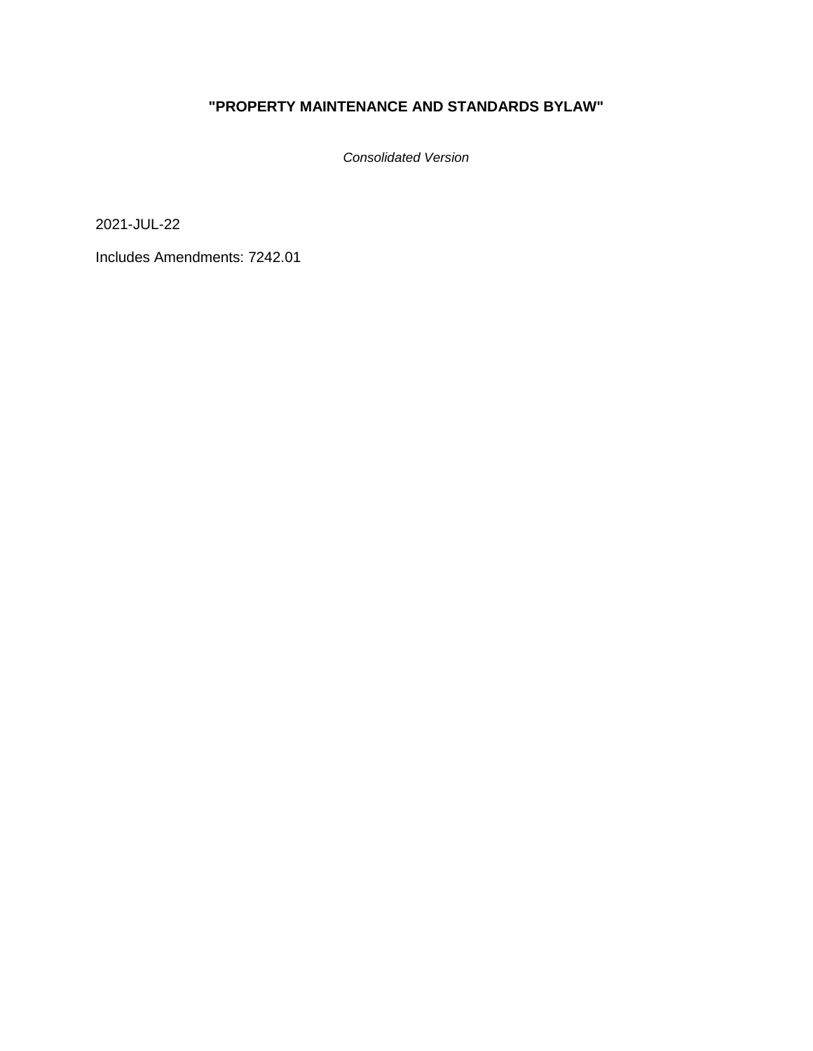# "PROPERTY MAINTENANCE AND STANDARDS BYLAW"

*Consolidated Version*

2021-JUL-22

Includes Amendments: 7242.01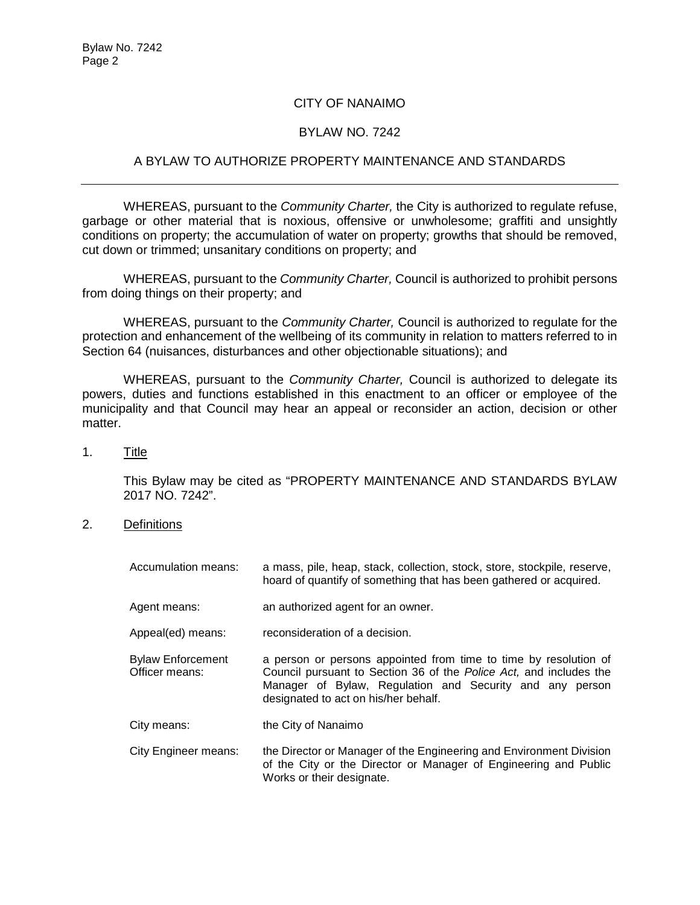CITY OF NANAIMO

BYLAW NO. 7242

A BYLAW TO AUTHORIZE PROPERTY MAINTENANCE AND STANDARDS

---

WHEREAS, pursuant to the *Community Charter,* the City is authorized to regulate refuse, garbage or other material that is noxious, offensive or unwholesome; graffiti and unsightly conditions on property; the accumulation of water on property; growths that should be removed, cut down or trimmed; unsanitary conditions on property; and

WHEREAS, pursuant to the *Community Charter,* Council is authorized to prohibit persons from doing things on their property; and

WHEREAS, pursuant to the *Community Charter,* Council is authorized to regulate for the protection and enhancement of the wellbeing of its community in relation to matters referred to in Section 64 (nuisances, disturbances and other objectionable situations); and

WHEREAS, pursuant to the *Community Charter,* Council is authorized to delegate its powers, duties and functions established in this enactment to an officer or employee of the municipality and that Council may hear an appeal or reconsider an action, decision or other matter.

1. Title

   This Bylaw may be cited as "PROPERTY MAINTENANCE AND STANDARDS BYLAW 2017 NO. 7242".

2. Definitions

| | |
|---|---|
| Accumulation means: | a mass, pile, heap, stack, collection, stock, store, stockpile, reserve, hoard of quantify of something that has been gathered or acquired. |
| Agent means: | an authorized agent for an owner. |
| Appeal(ed) means: | reconsideration of a decision. |
| Bylaw Enforcement Officer means: | a person or persons appointed from time to time by resolution of Council pursuant to Section 36 of the *Police Act,* and includes the Manager of Bylaw, Regulation and Security and any person designated to act on his/her behalf. |
| City means: | the City of Nanaimo |
| City Engineer means: | the Director or Manager of the Engineering and Environment Division of the City or the Director or Manager of Engineering and Public Works or their designate. |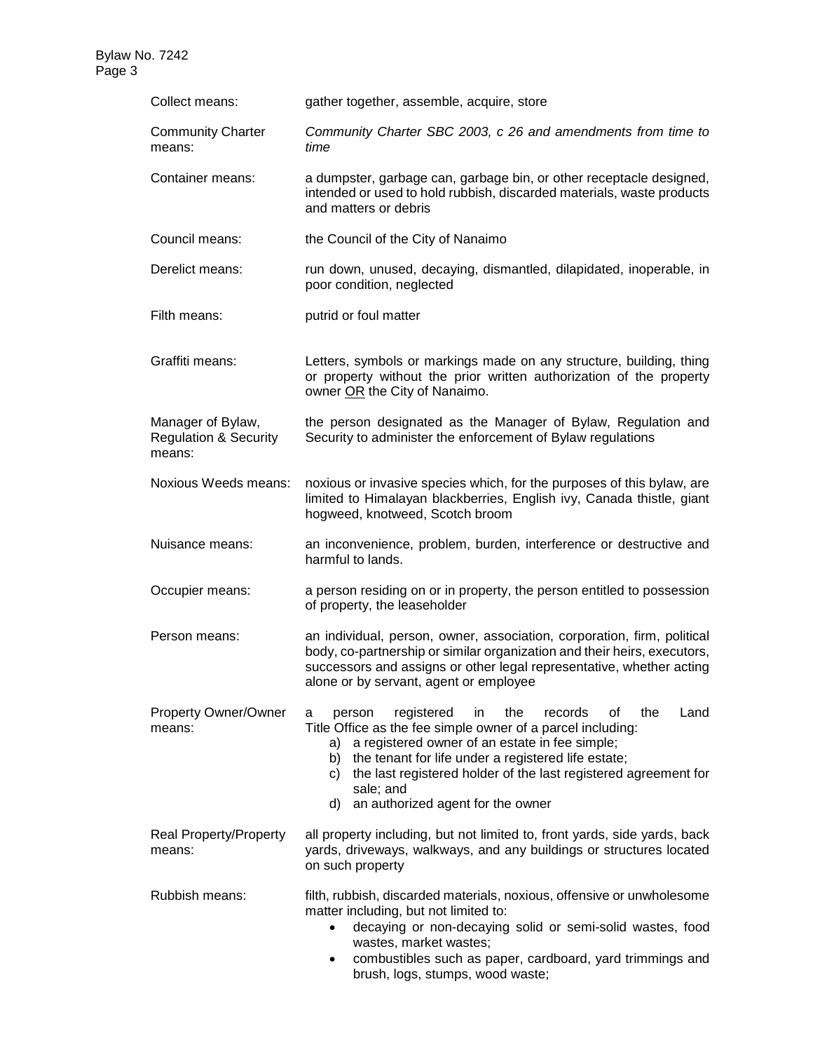| | |
|---|---|
| Collect means: | gather together, assemble, acquire, store |
| Community Charter means: | *Community Charter SBC 2003, c 26 and amendments from time to time* |
| Container means: | a dumpster, garbage can, garbage bin, or other receptacle designed, intended or used to hold rubbish, discarded materials, waste products and matters or debris |
| Council means: | the Council of the City of Nanaimo |
| Derelict means: | run down, unused, decaying, dismantled, dilapidated, inoperable, in poor condition, neglected |
| Filth means: | putrid or foul matter |
| Graffiti means: | Letters, symbols or markings made on any structure, building, thing or property without the prior written authorization of the property owner <u>OR</u> the City of Nanaimo. |
| Manager of Bylaw, Regulation & Security means: | the person designated as the Manager of Bylaw, Regulation and Security to administer the enforcement of Bylaw regulations |
| Noxious Weeds means: | noxious or invasive species which, for the purposes of this bylaw, are limited to Himalayan blackberries, English ivy, Canada thistle, giant hogweed, knotweed, Scotch broom |
| Nuisance means: | an inconvenience, problem, burden, interference or destructive and harmful to lands. |
| Occupier means: | a person residing on or in property, the person entitled to possession of property, the leaseholder |
| Person means: | an individual, person, owner, association, corporation, firm, political body, co-partnership or similar organization and their heirs, executors, successors and assigns or other legal representative, whether acting alone or by servant, agent or employee |
| Property Owner/Owner means: | a person registered in the records of the Land Title Office as the fee simple owner of a parcel including: a) a registered owner of an estate in fee simple; b) the tenant for life under a registered life estate; c) the last registered holder of the last registered agreement for sale; and d) an authorized agent for the owner |
| Real Property/Property means: | all property including, but not limited to, front yards, side yards, back yards, driveways, walkways, and any buildings or structures located on such property |
| Rubbish means: | filth, rubbish, discarded materials, noxious, offensive or unwholesome matter including, but not limited to: • decaying or non-decaying solid or semi-solid wastes, food wastes, market wastes; • combustibles such as paper, cardboard, yard trimmings and brush, logs, stumps, wood waste; |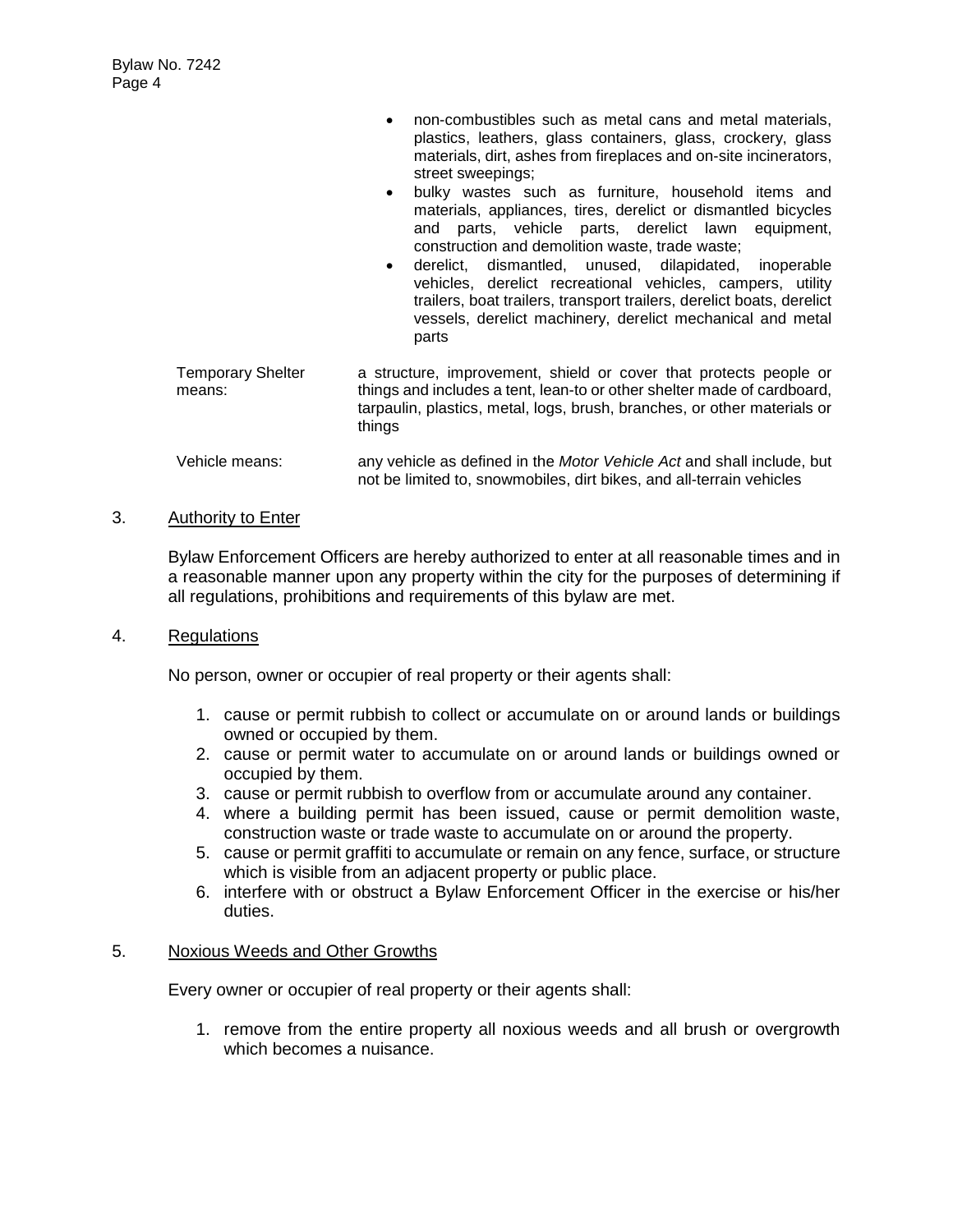- non-combustibles such as metal cans and metal materials, plastics, leathers, glass containers, glass, crockery, glass materials, dirt, ashes from fireplaces and on-site incinerators, street sweepings;
- bulky wastes such as furniture, household items and materials, appliances, tires, derelict or dismantled bicycles and parts, vehicle parts, derelict lawn equipment, construction and demolition waste, trade waste;
- derelict, dismantled, unused, dilapidated, inoperable vehicles, derelict recreational vehicles, campers, utility trailers, boat trailers, transport trailers, derelict boats, derelict vessels, derelict machinery, derelict mechanical and metal parts

| | |
|---|---|
| Temporary Shelter means: | a structure, improvement, shield or cover that protects people or things and includes a tent, lean-to or other shelter made of cardboard, tarpaulin, plastics, metal, logs, brush, branches, or other materials or things |
| Vehicle means: | any vehicle as defined in the *Motor Vehicle Act* and shall include, but not be limited to, snowmobiles, dirt bikes, and all-terrain vehicles |

## 3. Authority to Enter

Bylaw Enforcement Officers are hereby authorized to enter at all reasonable times and in a reasonable manner upon any property within the city for the purposes of determining if all regulations, prohibitions and requirements of this bylaw are met.

## 4. Regulations

No person, owner or occupier of real property or their agents shall:

1. cause or permit rubbish to collect or accumulate on or around lands or buildings owned or occupied by them.
2. cause or permit water to accumulate on or around lands or buildings owned or occupied by them.
3. cause or permit rubbish to overflow from or accumulate around any container.
4. where a building permit has been issued, cause or permit demolition waste, construction waste or trade waste to accumulate on or around the property.
5. cause or permit graffiti to accumulate or remain on any fence, surface, or structure which is visible from an adjacent property or public place.
6. interfere with or obstruct a Bylaw Enforcement Officer in the exercise or his/her duties.

## 5. Noxious Weeds and Other Growths

Every owner or occupier of real property or their agents shall:

1. remove from the entire property all noxious weeds and all brush or overgrowth which becomes a nuisance.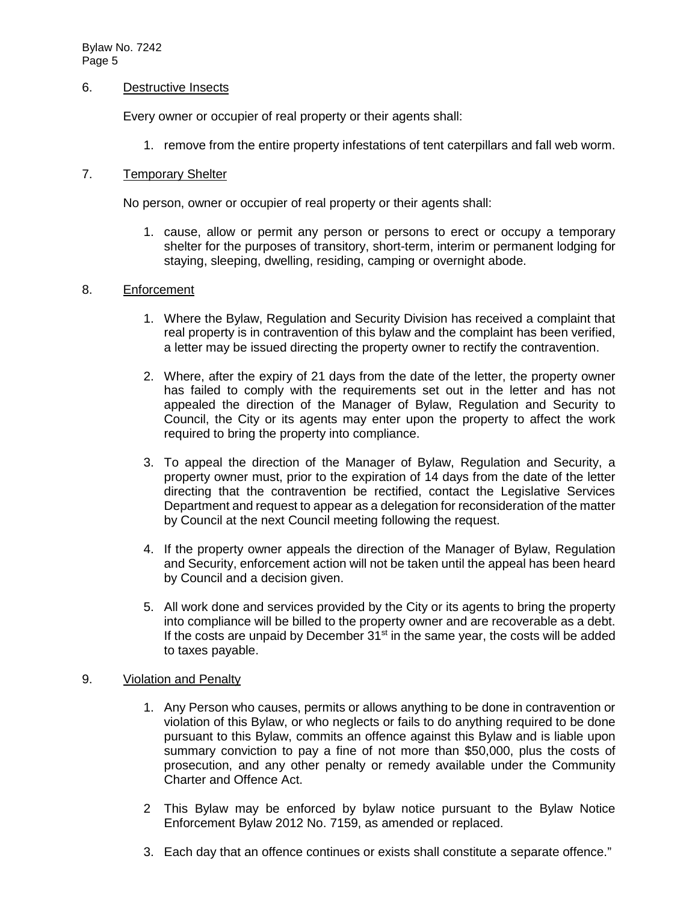6. Destructive Insects

Every owner or occupier of real property or their agents shall:

1. remove from the entire property infestations of tent caterpillars and fall web worm.

7. Temporary Shelter

No person, owner or occupier of real property or their agents shall:

1. cause, allow or permit any person or persons to erect or occupy a temporary shelter for the purposes of transitory, short-term, interim or permanent lodging for staying, sleeping, dwelling, residing, camping or overnight abode.

8. Enforcement

1. Where the Bylaw, Regulation and Security Division has received a complaint that real property is in contravention of this bylaw and the complaint has been verified, a letter may be issued directing the property owner to rectify the contravention.

2. Where, after the expiry of 21 days from the date of the letter, the property owner has failed to comply with the requirements set out in the letter and has not appealed the direction of the Manager of Bylaw, Regulation and Security to Council, the City or its agents may enter upon the property to affect the work required to bring the property into compliance.

3. To appeal the direction of the Manager of Bylaw, Regulation and Security, a property owner must, prior to the expiration of 14 days from the date of the letter directing that the contravention be rectified, contact the Legislative Services Department and request to appear as a delegation for reconsideration of the matter by Council at the next Council meeting following the request.

4. If the property owner appeals the direction of the Manager of Bylaw, Regulation and Security, enforcement action will not be taken until the appeal has been heard by Council and a decision given.

5. All work done and services provided by the City or its agents to bring the property into compliance will be billed to the property owner and are recoverable as a debt. If the costs are unpaid by December 31st in the same year, the costs will be added to taxes payable.

9. Violation and Penalty

1. Any Person who causes, permits or allows anything to be done in contravention or violation of this Bylaw, or who neglects or fails to do anything required to be done pursuant to this Bylaw, commits an offence against this Bylaw and is liable upon summary conviction to pay a fine of not more than \$50,000, plus the costs of prosecution, and any other penalty or remedy available under the Community Charter and Offence Act.

2 This Bylaw may be enforced by bylaw notice pursuant to the Bylaw Notice Enforcement Bylaw 2012 No. 7159, as amended or replaced.

3. Each day that an offence continues or exists shall constitute a separate offence."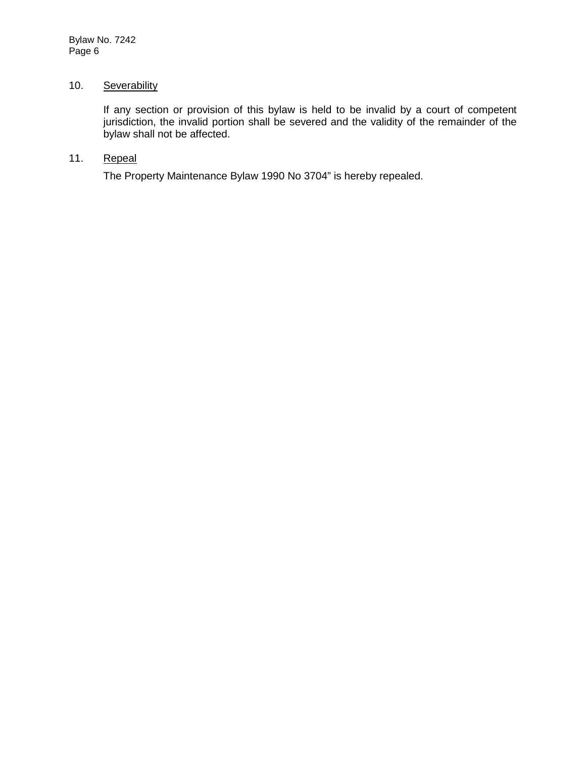10. Severability

If any section or provision of this bylaw is held to be invalid by a court of competent jurisdiction, the invalid portion shall be severed and the validity of the remainder of the bylaw shall not be affected.

11. Repeal

The Property Maintenance Bylaw 1990 No 3704" is hereby repealed.